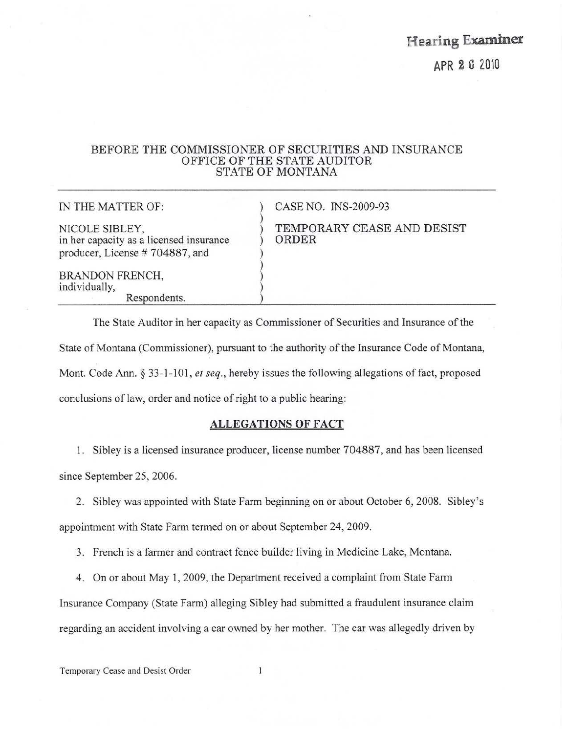Hearing Examiner

APR 2 6 2010

BEFORE THE COMMISSIONER OF SECURITIES AND INSURANCE
OFFICE OF THE STATE AUDITOR
STATE OF MONTANA

| IN THE MATTER OF: | CASE NO. INS-2009-93 |
|---|---|
| NICOLE SIBLEY, in her capacity as a licensed insurance producer, License # 704887, and | TEMPORARY CEASE AND DESIST ORDER |
| BRANDON FRENCH, individually, Respondents. | |

The State Auditor in her capacity as Commissioner of Securities and Insurance of the State of Montana (Commissioner), pursuant to the authority of the Insurance Code of Montana, Mont. Code Ann. § 33-1-101, *et seq.*, hereby issues the following allegations of fact, proposed conclusions of law, order and notice of right to a public hearing:

## ALLEGATIONS OF FACT

1. Sibley is a licensed insurance producer, license number 704887, and has been licensed since September 25, 2006.

2. Sibley was appointed with State Farm beginning on or about October 6, 2008. Sibley's appointment with State Farm termed on or about September 24, 2009.

3. French is a farmer and contract fence builder living in Medicine Lake, Montana.

4. On or about May 1, 2009, the Department received a complaint from State Farm Insurance Company (State Farm) alleging Sibley had submitted a fraudulent insurance claim regarding an accident involving a car owned by her mother. The car was allegedly driven by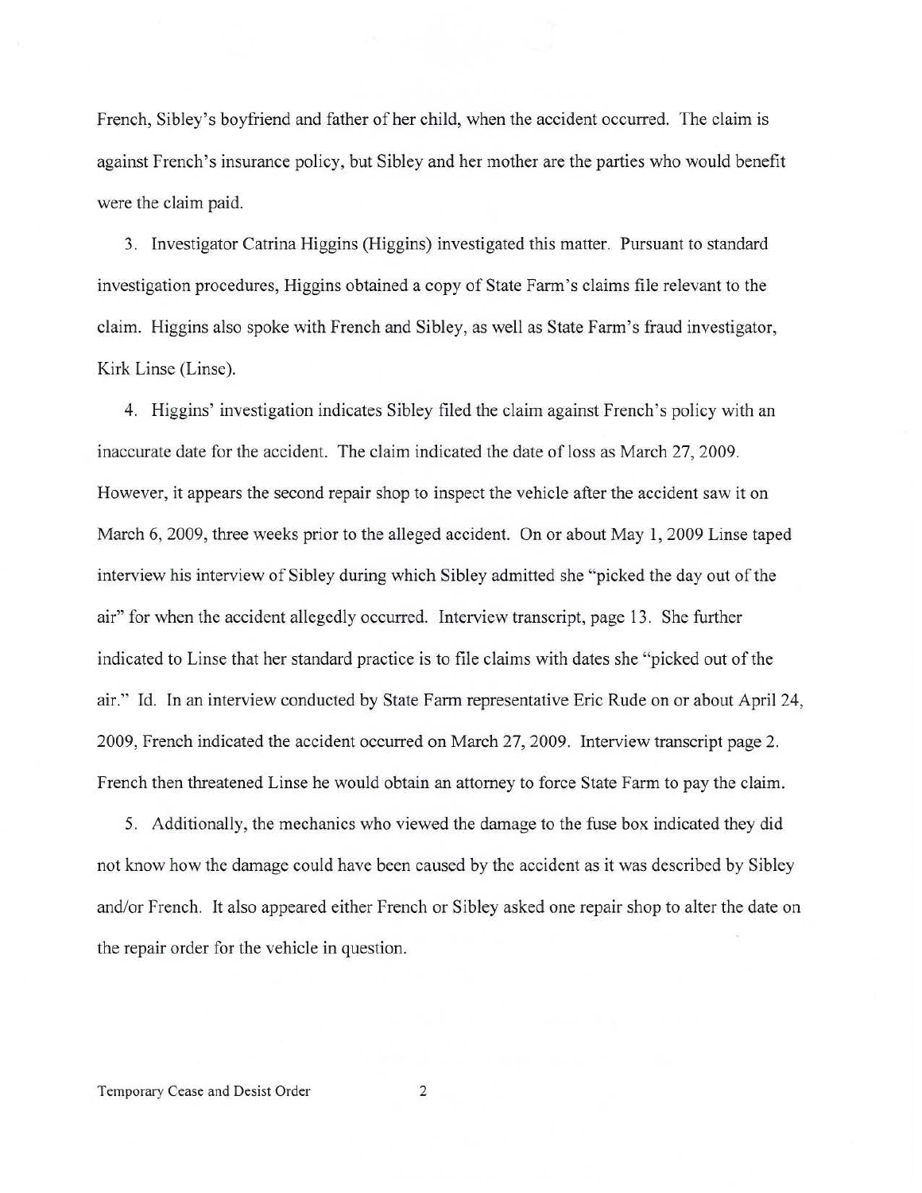French, Sibley's boyfriend and father of her child, when the accident occurred. The claim is against French's insurance policy, but Sibley and her mother are the parties who would benefit were the claim paid.

3. Investigator Catrina Higgins (Higgins) investigated this matter. Pursuant to standard investigation procedures, Higgins obtained a copy of State Farm's claims file relevant to the claim. Higgins also spoke with French and Sibley, as well as State Farm's fraud investigator, Kirk Linse (Linse).

4. Higgins' investigation indicates Sibley filed the claim against French's policy with an inaccurate date for the accident. The claim indicated the date of loss as March 27, 2009. However, it appears the second repair shop to inspect the vehicle after the accident saw it on March 6, 2009, three weeks prior to the alleged accident. On or about May 1, 2009 Linse taped interview his interview of Sibley during which Sibley admitted she "picked the day out of the air" for when the accident allegedly occurred. Interview transcript, page 13. She further indicated to Linse that her standard practice is to file claims with dates she "picked out of the air." Id. In an interview conducted by State Farm representative Eric Rude on or about April 24, 2009, French indicated the accident occurred on March 27, 2009. Interview transcript page 2. French then threatened Linse he would obtain an attorney to force State Farm to pay the claim.

5. Additionally, the mechanics who viewed the damage to the fuse box indicated they did not know how the damage could have been caused by the accident as it was described by Sibley and/or French. It also appeared either French or Sibley asked one repair shop to alter the date on the repair order for the vehicle in question.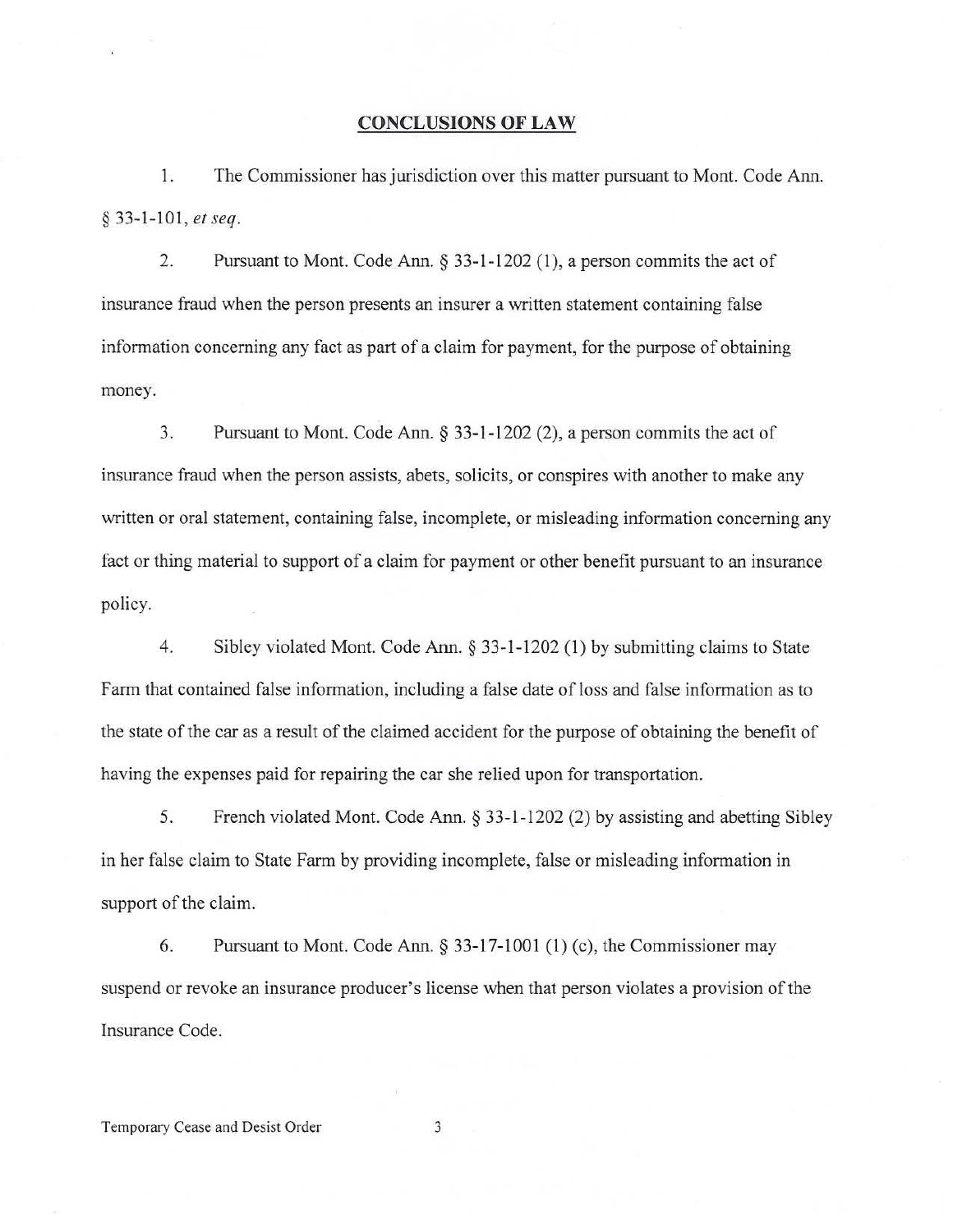## CONCLUSIONS OF LAW

1. The Commissioner has jurisdiction over this matter pursuant to Mont. Code Ann. § 33-1-101, *et seq*.

2. Pursuant to Mont. Code Ann. § 33-1-1202 (1), a person commits the act of insurance fraud when the person presents an insurer a written statement containing false information concerning any fact as part of a claim for payment, for the purpose of obtaining money.

3. Pursuant to Mont. Code Ann. § 33-1-1202 (2), a person commits the act of insurance fraud when the person assists, abets, solicits, or conspires with another to make any written or oral statement, containing false, incomplete, or misleading information concerning any fact or thing material to support of a claim for payment or other benefit pursuant to an insurance policy.

4. Sibley violated Mont. Code Ann. § 33-1-1202 (1) by submitting claims to State Farm that contained false information, including a false date of loss and false information as to the state of the car as a result of the claimed accident for the purpose of obtaining the benefit of having the expenses paid for repairing the car she relied upon for transportation.

5. French violated Mont. Code Ann. § 33-1-1202 (2) by assisting and abetting Sibley in her false claim to State Farm by providing incomplete, false or misleading information in support of the claim.

6. Pursuant to Mont. Code Ann. § 33-17-1001 (1) (c), the Commissioner may suspend or revoke an insurance producer's license when that person violates a provision of the Insurance Code.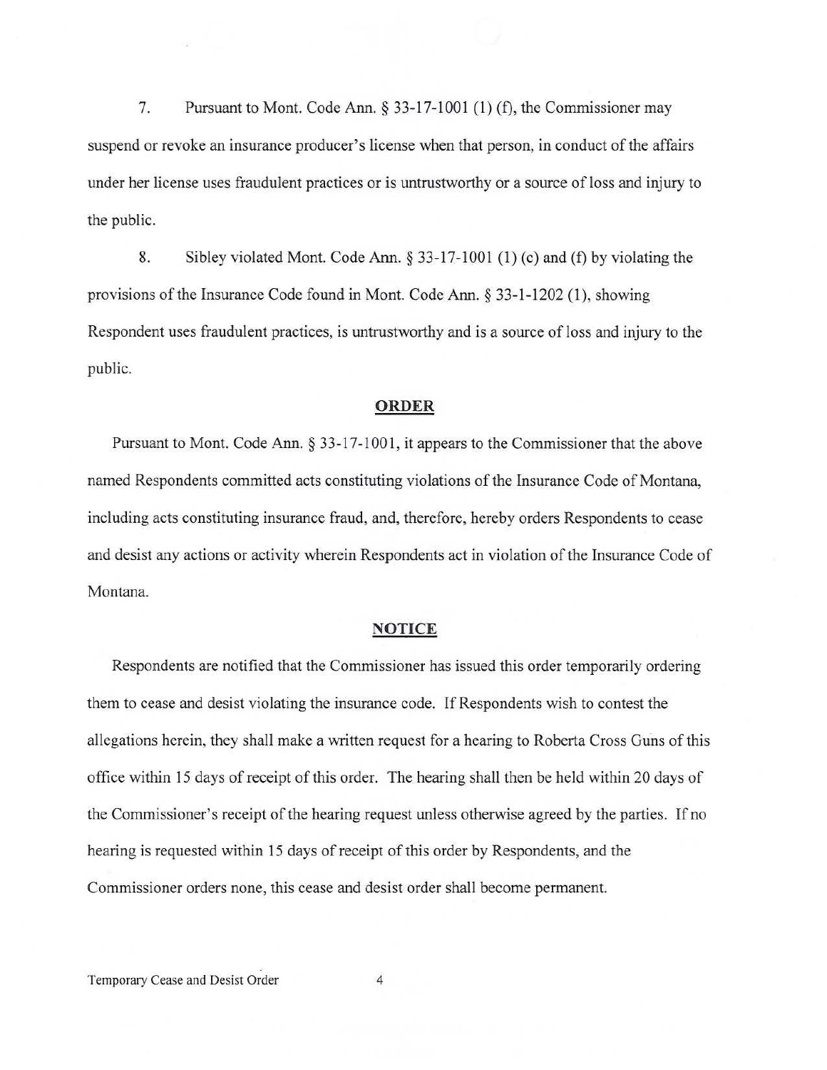7. Pursuant to Mont. Code Ann. § 33-17-1001 (1) (f), the Commissioner may suspend or revoke an insurance producer's license when that person, in conduct of the affairs under her license uses fraudulent practices or is untrustworthy or a source of loss and injury to the public.

8. Sibley violated Mont. Code Ann. § 33-17-1001 (1) (c) and (f) by violating the provisions of the Insurance Code found in Mont. Code Ann. § 33-1-1202 (1), showing Respondent uses fraudulent practices, is untrustworthy and is a source of loss and injury to the public.

## ORDER

Pursuant to Mont. Code Ann. § 33-17-1001, it appears to the Commissioner that the above named Respondents committed acts constituting violations of the Insurance Code of Montana, including acts constituting insurance fraud, and, therefore, hereby orders Respondents to cease and desist any actions or activity wherein Respondents act in violation of the Insurance Code of Montana.

## NOTICE

Respondents are notified that the Commissioner has issued this order temporarily ordering them to cease and desist violating the insurance code. If Respondents wish to contest the allegations herein, they shall make a written request for a hearing to Roberta Cross Guns of this office within 15 days of receipt of this order. The hearing shall then be held within 20 days of the Commissioner's receipt of the hearing request unless otherwise agreed by the parties. If no hearing is requested within 15 days of receipt of this order by Respondents, and the Commissioner orders none, this cease and desist order shall become permanent.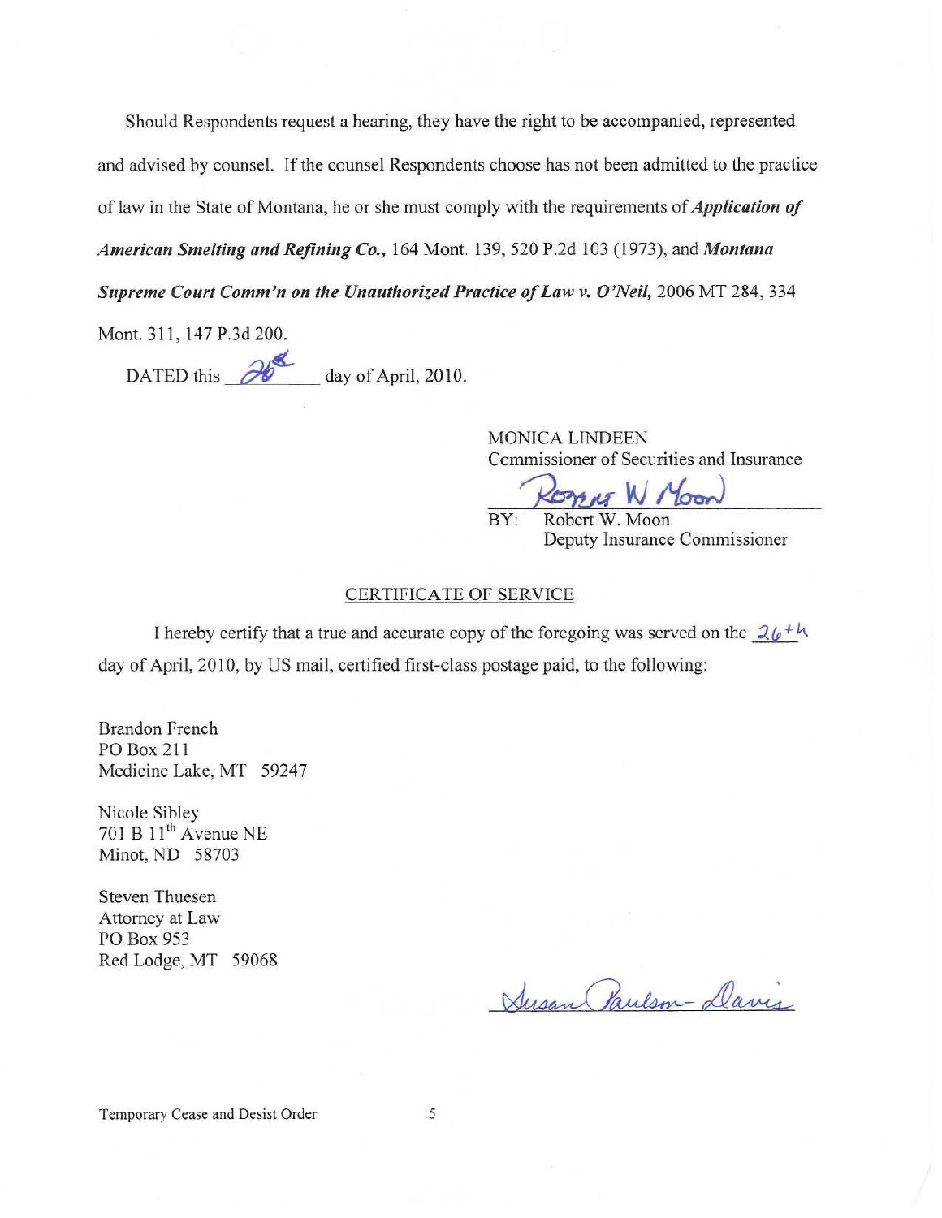Should Respondents request a hearing, they have the right to be accompanied, represented and advised by counsel. If the counsel Respondents choose has not been admitted to the practice of law in the State of Montana, he or she must comply with the requirements of ***Application of American Smelting and Refining Co.,*** 164 Mont. 139, 520 P.2d 103 (1973), and ***Montana Supreme Court Comm'n on the Unauthorized Practice of Law v. O'Neil,*** 2006 MT 284, 334 Mont. 311, 147 P.3d 200.

DATED this 26th day of April, 2010.

MONICA LINDEEN
Commissioner of Securities and Insurance

Robert W Moon

BY: Robert W. Moon
Deputy Insurance Commissioner

## CERTIFICATE OF SERVICE

I hereby certify that a true and accurate copy of the foregoing was served on the 26th day of April, 2010, by US mail, certified first-class postage paid, to the following:

Brandon French
PO Box 211
Medicine Lake, MT 59247

Nicole Sibley
701 B 11th Avenue NE
Minot, ND 58703

Steven Thuesen
Attorney at Law
PO Box 953
Red Lodge, MT 59068

Susan Paulsen-Davis

Temporary Cease and Desist Order